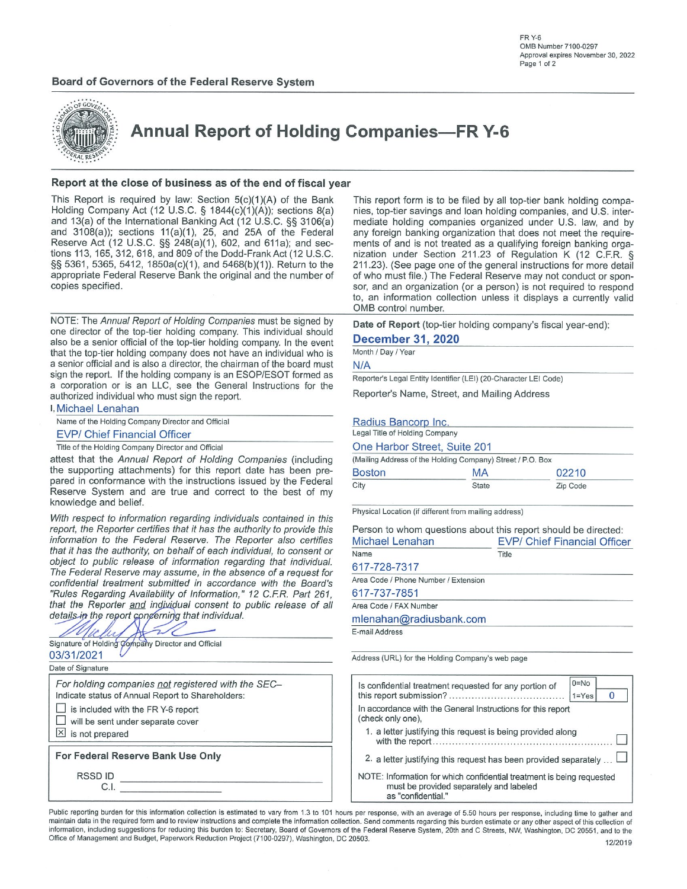FR Y-6
OMB Number 7100-0297
Approval expires November 30, 2022

**Board of Governors of the Federal Reserve System**

# Annual Report of Holding Companies—FR Y-6

## Report at the close of business as of the end of fiscal year

This Report is required by law: Section 5(c)(1)(A) of the Bank Holding Company Act (12 U.S.C. § 1844(c)(1)(A)); sections 8(a) and 13(a) of the International Banking Act (12 U.S.C. §§ 3106(a) and 3108(a)); sections 11(a)(1), 25, and 25A of the Federal Reserve Act (12 U.S.C. §§ 248(a)(1), 602, and 611a); and sections 113, 165, 312, 618, and 809 of the Dodd-Frank Act (12 U.S.C. §§ 5361, 5365, 5412, 1850a(c)(1), and 5468(b)(1)). Return to the appropriate Federal Reserve Bank the original and the number of copies specified.

This report form is to be filed by all top-tier bank holding companies, top-tier savings and loan holding companies, and U.S. intermediate holding companies organized under U.S. law, and by any foreign banking organization that does not meet the requirements of and is not treated as a qualifying foreign banking organization under Section 211.23 of Regulation K (12 C.F.R. § 211.23). (See page one of the general instructions for more detail of who must file.) The Federal Reserve may not conduct or sponsor, and an organization (or a person) is not required to respond to, an information collection unless it displays a currently valid OMB control number.

NOTE: The *Annual Report of Holding Companies* must be signed by one director of the top-tier holding company. This individual should also be a senior official of the top-tier holding company. In the event that the top-tier holding company does not have an individual who is a senior official and is also a director, the chairman of the board must sign the report. If the holding company is an ESOP/ESOT formed as a corporation or is an LLC, see the General Instructions for the authorized individual who must sign the report.

I, Michael Lenahan
Name of the Holding Company Director and Official

EVP/ Chief Financial Officer
Title of the Holding Company Director and Official

attest that the *Annual Report of Holding Companies* (including the supporting attachments) for this report date has been prepared in conformance with the instructions issued by the Federal Reserve System and are true and correct to the best of my knowledge and belief.

*With respect to information regarding individuals contained in this report, the Reporter certifies that it has the authority to provide this information to the Federal Reserve. The Reporter also certifies that it has the authority, on behalf of each individual, to consent or object to public release of information regarding that individual. The Federal Reserve may assume, in the absence of a request for confidential treatment submitted in accordance with the Board's "Rules Regarding Availability of Information," 12 C.F.R. Part 261, that the Reporter and individual consent to public release of all details in the report concerning that individual.*

Signature of Holding Company Director and Official

03/31/2021
Date of Signature

*For holding companies not registered with the SEC–*
Indicate status of Annual Report to Shareholders:

- ☐ is included with the FR Y-6 report
- ☐ will be sent under separate cover
- ☒ is not prepared

**For Federal Reserve Bank Use Only**

RSSD ID ______________
C.I. ______________

**Date of Report** (top-tier holding company's fiscal year-end):

**December 31, 2020**
Month / Day / Year

N/A
Reporter's Legal Entity Identifier (LEI) (20-Character LEI Code)

Reporter's Name, Street, and Mailing Address

Radius Bancorp Inc.
Legal Title of Holding Company

One Harbor Street, Suite 201
(Mailing Address of the Holding Company) Street / P.O. Box

| Boston | MA | 02210 |
|---|---|---|
| City | State | Zip Code |

Physical Location (if different from mailing address)

Person to whom questions about this report should be directed:

| Michael Lenahan | EVP/ Chief Financial Officer |
|---|---|
| Name | Title |

617-728-7317
Area Code / Phone Number / Extension

617-737-7851
Area Code / FAX Number

mlenahan@radiusbank.com
E-mail Address

Address (URL) for the Holding Company's web page

Is confidential treatment requested for any portion of this report submission? (0=No, 1=Yes) **0**

In accordance with the General Instructions for this report (check only one),

1. a letter justifying this request is being provided along with the report ☐
2. a letter justifying this request has been provided separately ☐

NOTE: Information for which confidential treatment is being requested must be provided separately and labeled as "confidential."

Public reporting burden for this information collection is estimated to vary from 1.3 to 101 hours per response, with an average of 5.50 hours per response, including time to gather and maintain data in the required form and to review instructions and complete the information collection. Send comments regarding this burden estimate or any other aspect of this collection of information, including suggestions for reducing this burden to: Secretary, Board of Governors of the Federal Reserve System, 20th and C Streets, NW, Washington, DC 20551, and to the Office of Management and Budget, Paperwork Reduction Project (7100-0297), Washington, DC 20503.

12/2019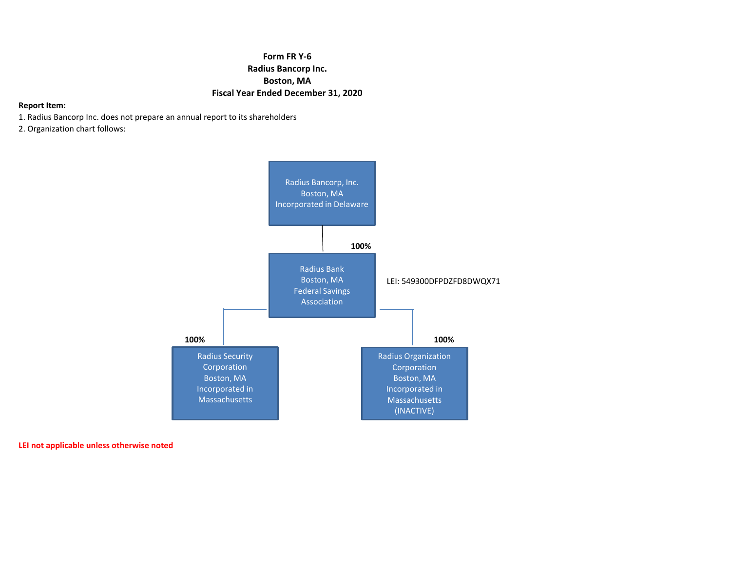**Form FR Y-6**
**Radius Bancorp Inc.**
**Boston, MA**
**Fiscal Year Ended December 31, 2020**

**Report Item:**

1. Radius Bancorp Inc. does not prepare an annual report to its shareholders
2. Organization chart follows:

Radius Bancorp, Inc.
Boston, MA
Incorporated in Delaware

**100%**

Radius Bank
Boston, MA
Federal Savings Association

LEI: 549300DFPDZFD8DWQX71

**100%**

Radius Security Corporation
Boston, MA
Incorporated in Massachusetts

**100%**

Radius Organization Corporation
Boston, MA
Incorporated in Massachusetts
(INACTIVE)

**LEI not applicable unless otherwise noted**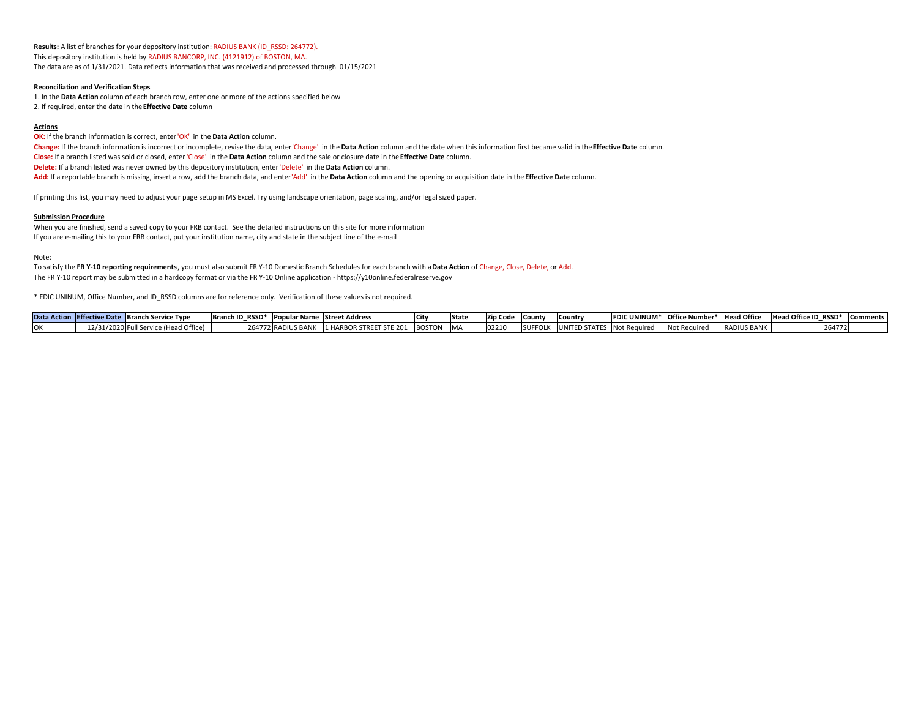**Results:** A list of branches for your depository institution: RADIUS BANK (ID_RSSD: 264772).
This depository institution is held by RADIUS BANCORP, INC. (4121912) of BOSTON, MA.
The data are as of 1/31/2021. Data reflects information that was received and processed through 01/15/2021

**Reconciliation and Verification Steps**

1. In the **Data Action** column of each branch row, enter one or more of the actions specified below
2. If required, enter the date in the **Effective Date** column

**Actions**

**OK:** If the branch information is correct, enter 'OK' in the **Data Action** column.
**Change:** If the branch information is incorrect or incomplete, revise the data, enter 'Change' in the **Data Action** column and the date when this information first became valid in the **Effective Date** column.
**Close:** If a branch listed was sold or closed, enter 'Close' in the **Data Action** column and the sale or closure date in the **Effective Date** column.
**Delete:** If a branch listed was never owned by this depository institution, enter 'Delete' in the **Data Action** column.
**Add:** If a reportable branch is missing, insert a row, add the branch data, and enter 'Add' in the **Data Action** column and the opening or acquisition date in the **Effective Date** column.

If printing this list, you may need to adjust your page setup in MS Excel. Try using landscape orientation, page scaling, and/or legal sized paper.

**Submission Procedure**

When you are finished, send a saved copy to your FRB contact. See the detailed instructions on this site for more information
If you are e-mailing this to your FRB contact, put your institution name, city and state in the subject line of the e-mail

Note:
To satisfy the **FR Y-10 reporting requirements**, you must also submit FR Y-10 Domestic Branch Schedules for each branch with a **Data Action** of Change, Close, Delete, or Add.
The FR Y-10 report may be submitted in a hardcopy format or via the FR Y-10 Online application - https://y10online.federalreserve.gov

* FDIC UNINUM, Office Number, and ID_RSSD columns are for reference only. Verification of these values is not required.

| Data Action | Effective Date | Branch Service Type | Branch ID_RSSD* | Popular Name | Street Address | City | State | Zip Code | County | Country | FDIC UNINUM* | Office Number* | Head Office | Head Office ID_RSSD* | Comments |
|---|---|---|---|---|---|---|---|---|---|---|---|---|---|---|---|
| OK | 12/31/2020 | Full Service (Head Office) | 264772 | RADIUS BANK | 1 HARBOR STREET STE 201 | BOSTON | MA | 02210 | SUFFOLK | UNITED STATES | Not Required | Not Required | RADIUS BANK | 264772 | |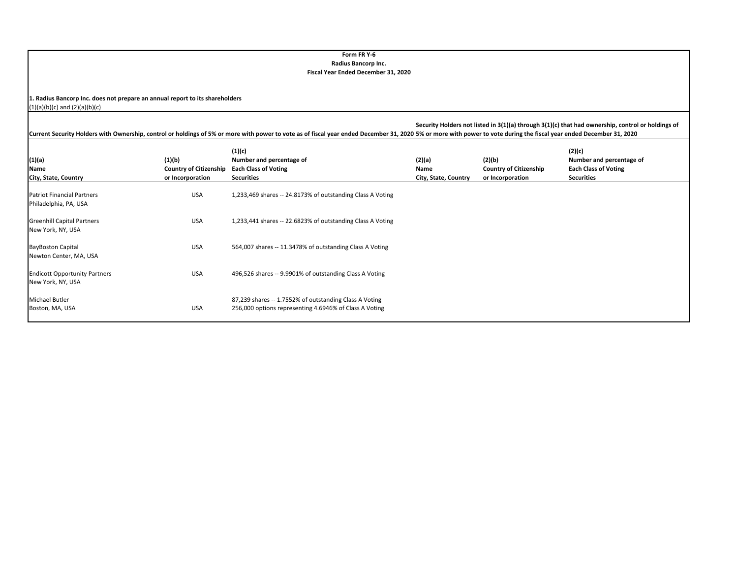**Form FR Y-6**
**Radius Bancorp Inc.**
**Fiscal Year Ended December 31, 2020**

**1. Radius Bancorp Inc. does not prepare an annual report to its shareholders**
(1)(a)(b)(c) and (2)(a)(b)(c)

| **Current Security Holders with Ownership, control or holdings of 5% or more with power to vote as of fiscal year ended December 31, 2020** | | | **Security Holders not listed in 3(1)(a) through 3(1)(c) that had ownership, control or holdings of 5% or more with power to vote during the fiscal year ended December 31, 2020** | | |
|---|---|---|---|---|---|
| **(1)(a) Name City, State, Country** | **(1)(b) Country of Citizenship or Incorporation** | **(1)(c) Number and percentage of Each Class of Voting Securities** | **(2)(a) Name City, State, Country** | **(2)(b) Country of Citizenship or Incorporation** | **(2)(c) Number and percentage of Each Class of Voting Securities** |
| Patriot Financial Partners Philadelphia, PA, USA | USA | 1,233,469 shares -- 24.8173% of outstanding Class A Voting | | | |
| Greenhill Capital Partners New York, NY, USA | USA | 1,233,441 shares -- 22.6823% of outstanding Class A Voting | | | |
| BayBoston Capital Newton Center, MA, USA | USA | 564,007 shares -- 11.3478% of outstanding Class A Voting | | | |
| Endicott Opportunity Partners New York, NY, USA | USA | 496,526 shares -- 9.9901% of outstanding Class A Voting | | | |
| Michael Butler Boston, MA, USA | USA | 87,239 shares -- 1.7552% of outstanding Class A Voting<br>256,000 options representing 4.6946% of Class A Voting | | | |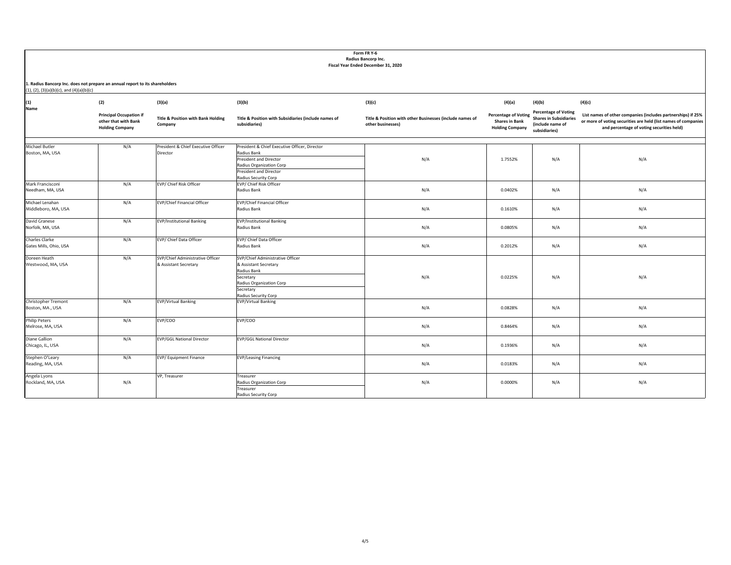**Form FR Y-6**
**Radius Bancorp Inc.**
**Fiscal Year Ended December 31, 2020**

**1. Radius Bancorp Inc. does not prepare an annual report to its shareholders**
(1), (2), (3)(a)(b)(c), and (4)(a)(b)(c)

| (1) Name | (2) Principal Occupation if other than with Bank Holding Company | (3)(a) Title & Position with Bank Holding Company | (3)(b) Title & Position with Subsidiaries (include names of subsidiaries) | (3)(c) Title & Position with other Businesses (include names of other businesses) | (4)(a) Percentage of Voting Shares in Bank Holding Company | (4)(b) Percentage of Voting Shares in Subsidiaries (include name of subsidiaries) | (4)(c) List names of other companies (includes partnerships) if 25% or more of voting securities are held (list names of companies and percentage of voting securities held) |
|---|---|---|---|---|---|---|---|
| Michael Butler<br>Boston, MA, USA | N/A | President & Chief Executive Officer<br>Director | President & Chief Executive Officer, Director<br>Radius Bank<br>President and Director<br>Radius Organization Corp<br>President and Director<br>Radius Security Corp | N/A | 1.7552% | N/A | N/A |
| Mark Francisconi<br>Needham, MA, USA | N/A | EVP/ Chief Risk Officer | EVP/ Chief Risk Officer<br>Radius Bank | N/A | 0.0402% | N/A | N/A |
| Michael Lenahan<br>Middleboro, MA, USA | N/A | EVP/Chief Financial Officer | EVP/Chief Financial Officer<br>Radius Bank | N/A | 0.1610% | N/A | N/A |
| David Granese<br>Norfolk, MA, USA | N/A | EVP/Institutional Banking | EVP/Institutional Banking<br>Radius Bank | N/A | 0.0805% | N/A | N/A |
| Charles Clarke<br>Gates Mills, Ohio, USA | N/A | EVP/ Chief Data Officer | EVP/ Chief Data Officer<br>Radius Bank | N/A | 0.2012% | N/A | N/A |
| Doreen Heath<br>Westwood, MA, USA | N/A | SVP/Chief Administrative Officer<br>& Assistant Secretary | SVP/Chief Administrative Officer<br>& Assistant Secretary<br>Radius Bank<br>Secretary<br>Radius Organization Corp<br>Secretary<br>Radius Security Corp | N/A | 0.0225% | N/A | N/A |
| Christopher Tremont<br>Boston, MA , USA | N/A | EVP/Virtual Banking | EVP/Virtual Banking | N/A | 0.0828% | N/A | N/A |
| Philip Peters<br>Melrose, MA, USA | N/A | EVP/COO | EVP/COO | N/A | 0.8464% | N/A | N/A |
| Diane Gallion<br>Chicago, IL, USA | N/A | EVP/GGL National Director | EVP/GGL National Director | N/A | 0.1936% | N/A | N/A |
| Stephen O'Leary<br>Reading, MA, USA | N/A | EVP/ Equipment Finance | EVP/Leasing Financing | N/A | 0.0183% | N/A | N/A |
| Angela Lyons<br>Rockland, MA, USA | N/A | VP, Treasurer | Treasurer<br>Radius Organization Corp<br>Treasurer<br>Radius Security Corp | N/A | 0.0000% | N/A | N/A |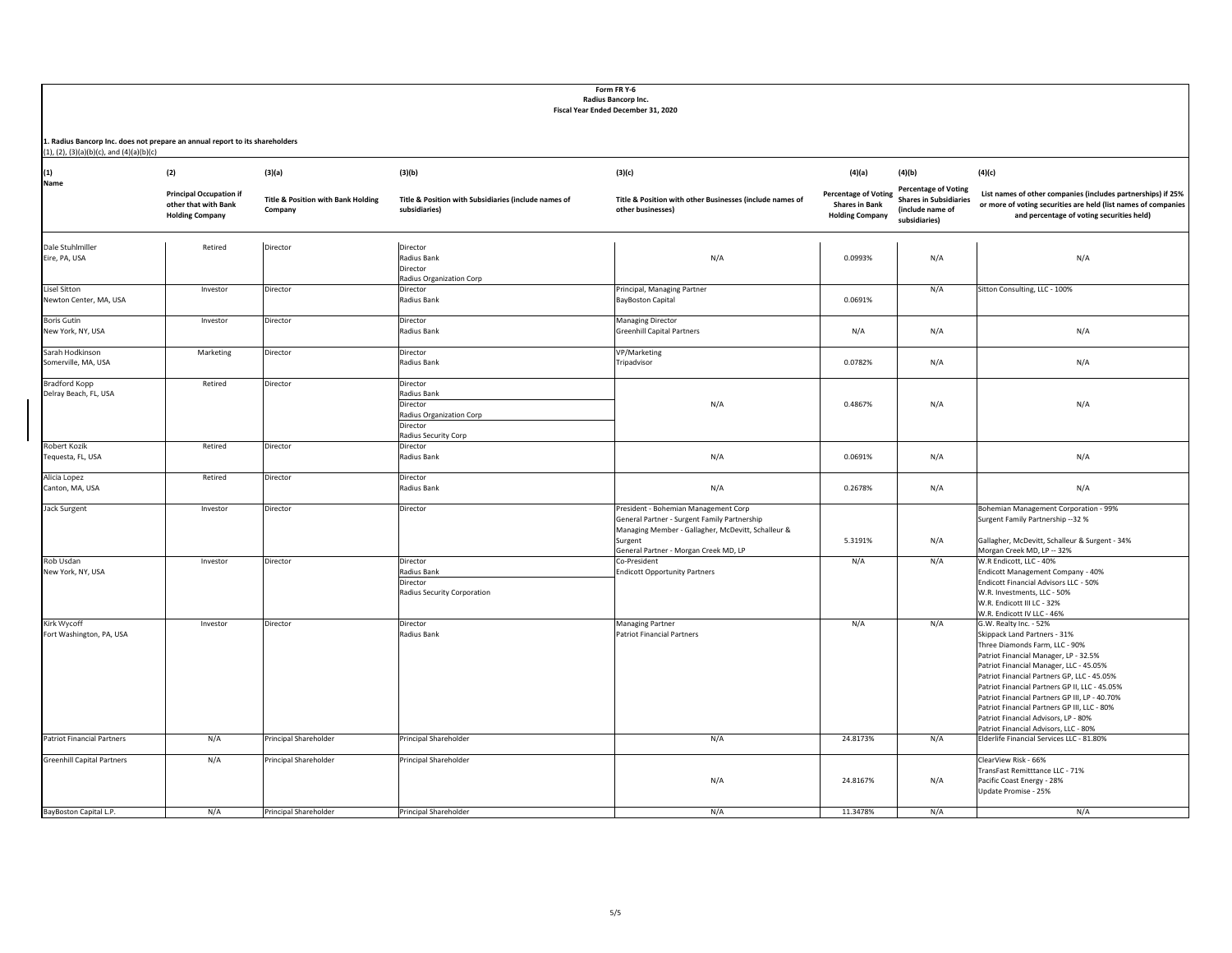**Form FR Y-6**
**Radius Bancorp Inc.**
**Fiscal Year Ended December 31, 2020**

**1. Radius Bancorp Inc. does not prepare an annual report to its shareholders**

(1), (2), (3)(a)(b)(c), and (4)(a)(b)(c)

| (1) Name | (2) Principal Occupation if other than with Bank Holding Company | (3)(a) Title & Position with Bank Holding Company | (3)(b) Title & Position with Subsidiaries (include names of subsidiaries) | (3)(c) Title & Position with other Businesses (include names of other businesses) | (4)(a) Percentage of Voting Shares in Bank Holding Company | (4)(b) Percentage of Voting Shares in Subsidiaries (include name of subsidiaries) | (4)(c) List names of other companies (includes partnerships) if 25% or more of voting securities are held (list names of companies and percentage of voting securities held) |
|---|---|---|---|---|---|---|---|
| Dale Stuhlmiller<br>Eire, PA, USA | Retired | Director | Director<br>Radius Bank<br>Director<br>Radius Organization Corp | N/A | 0.0993% | N/A | N/A |
| Lisel Sitton<br>Newton Center, MA, USA | Investor | Director | Director<br>Radius Bank | Principal, Managing Partner<br>BayBoston Capital | 0.0691% | N/A | Sitton Consulting, LLC - 100% |
| Boris Gutin<br>New York, NY, USA | Investor | Director | Director<br>Radius Bank | Managing Director<br>Greenhill Capital Partners | N/A | N/A | N/A |
| Sarah Hodkinson<br>Somerville, MA, USA | Marketing | Director | Director<br>Radius Bank | VP/Marketing<br>Tripadvisor | 0.0782% | N/A | N/A |
| Bradford Kopp<br>Delray Beach, FL, USA | Retired | Director | Director<br>Radius Bank<br>Director<br>Radius Organization Corp<br>Director<br>Radius Security Corp | N/A | 0.4867% | N/A | N/A |
| Robert Kozik<br>Tequesta, FL, USA | Retired | Director | Director<br>Radius Bank | N/A | 0.0691% | N/A | N/A |
| Alicia Lopez<br>Canton, MA, USA | Retired | Director | Director<br>Radius Bank | N/A | 0.2678% | N/A | N/A |
| Jack Surgent | Investor | Director | Director | President - Bohemian Management Corp<br>General Partner - Surgent Family Partnership<br>Managing Member - Gallagher, McDevitt, Schalleur & Surgent<br>General Partner - Morgan Creek MD, LP | 5.3191% | N/A | Bohemian Management Corporation - 99%<br>Surgent Family Partnership --32 %<br>Gallagher, McDevitt, Schalleur & Surgent - 34%<br>Morgan Creek MD, LP -- 32% |
| Rob Usdan<br>New York, NY, USA | Investor | Director | Director<br>Radius Bank<br>Director<br>Radius Security Corporation | Co-President<br>Endicott Opportunity Partners | N/A | N/A | W.R Endicott, LLC - 40%<br>Endicott Management Company - 40%<br>Endicott Financial Advisors LLC - 50%<br>W.R. Investments, LLC - 50%<br>W.R. Endicott III LC - 32%<br>W.R. Endicott IV LLC - 46% |
| Kirk Wycoff<br>Fort Washington, PA, USA | Investor | Director | Director<br>Radius Bank | Managing Partner<br>Patriot Financial Partners | N/A | N/A | G.W. Realty Inc. - 52%<br>Skippack Land Partners - 31%<br>Three Diamonds Farm, LLC - 90%<br>Patriot Financial Manager, LP - 32.5%<br>Patriot Financial Manager, LLC - 45.05%<br>Patriot Financial Partners GP, LLC - 45.05%<br>Patriot Financial Partners GP II, LLC - 45.05%<br>Patriot Financial Partners GP III, LP - 40.70%<br>Patriot Financial Partners GP III, LLC - 80%<br>Patriot Financial Advisors, LP - 80%<br>Patriot Financial Advisors, LLC - 80% |
| Patriot Financial Partners | N/A | Principal Shareholder | Principal Shareholder | N/A | 24.8173% | N/A | Elderlife Financial Services LLC - 81.80% |
| Greenhill Capital Partners | N/A | Principal Shareholder | Principal Shareholder | N/A | 24.8167% | N/A | ClearView Risk - 66%<br>TransFast Remitttance LLC - 71%<br>Pacific Coast Energy - 28%<br>Update Promise - 25% |
| BayBoston Capital L.P. | N/A | Principal Shareholder | Principal Shareholder | N/A | 11.3478% | N/A | N/A |